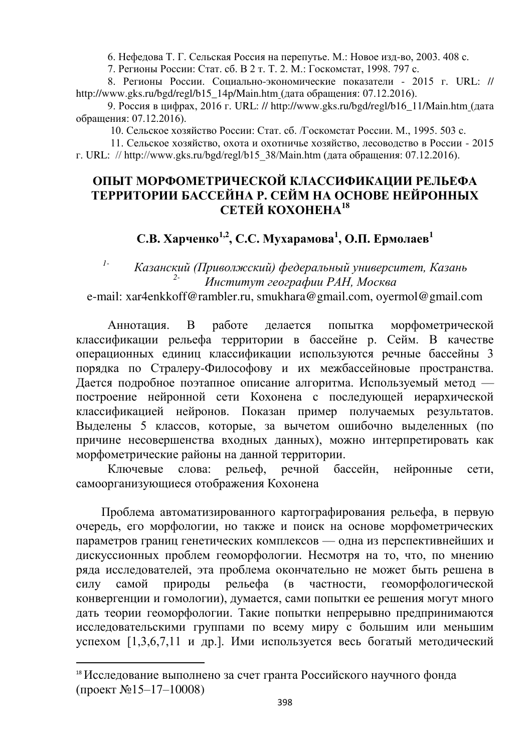6. Нефедова Т. Г. Сельская Россия на перепутье. М.: Новое изд-во, 2003. 408 с.

7. Регионы России: Стат. сб. В 2 т. Т. 2. М.: Госкомстат, 1998. 797 с.

8. Регионы России. Социально-экономические показатели - 2015 г. URL: // http://www.gks.ru/bgd/regl/b15_14p/Main.htm (дата обращения: 07.12.2016).

9. Россия в цифрах, 2016 г. URL: // http://www.gks.ru/bgd/regl/b16_11/Main.htm (дата обращения: 07.12.2016).

10. Сельское хозяйство России: Стат. сб. /Госкомстат России. М., 1995. 503 с.

11. Сельское хозяйство, охота и охотничье хозяйство, лесоводство в России - 2015 г. URL: // http://www.gks.ru/bgd/regl/b15_38/Main.htm (дата обращения: 07.12.2016).

# ОПЫТ МОРФОМЕТРИЧЕСКОЙ КЛАССИФИКАЦИИ РЕЛЬЕФА ТЕРРИТОРИИ БАССЕЙНА Р. СЕЙМ НА ОСНОВЕ НЕЙРОННЫХ СЕТЕЙ КОХОНЕНА[18]

**С.В. Харченко[1,2], С.С. Мухарамова[1], О.П. Ермолаев[1]**

[1-] *Казанский (Приволжский) федеральный университет, Казань*
[2-] *Институт географии РАН, Москва*

e-mail: xar4enkkoff@rambler.ru, smukhara@gmail.com, oyermol@gmail.com

Аннотация. В работе делается попытка морфометрической классификации рельефа территории в бассейне р. Сейм. В качестве операционных единиц классификации используются речные бассейны 3 порядка по Стралеру-Философову и их межбассейновые пространства. Дается подробное поэтапное описание алгоритма. Используемый метод — построение нейронной сети Кохонена с последующей иерархической классификацией нейронов. Показан пример получаемых результатов. Выделены 5 классов, которые, за вычетом ошибочно выделенных (по причине несовершенства входных данных), можно интерпретировать как морфометрические районы на данной территории.

Ключевые слова: рельеф, речной бассейн, нейронные сети, самоорганизующиеся отображения Кохонена

Проблема автоматизированного картографирования рельефа, в первую очередь, его морфологии, но также и поиск на основе морфометрических параметров границ генетических комплексов — одна из перспективнейших и дискуссионных проблем геоморфологии. Несмотря на то, что, по мнению ряда исследователей, эта проблема окончательно не может быть решена в силу самой природы рельефа (в частности, геоморфологической конвергенции и гомологии), думается, сами попытки ее решения могут много дать теории геоморфологии. Такие попытки непрерывно предпринимаются исследовательскими группами по всему миру с большим или меньшим успехом [1,3,6,7,11 и др.]. Ими используется весь богатый методический

---

[18] Исследование выполнено за счет гранта Российского научного фонда (проект №15–17–10008)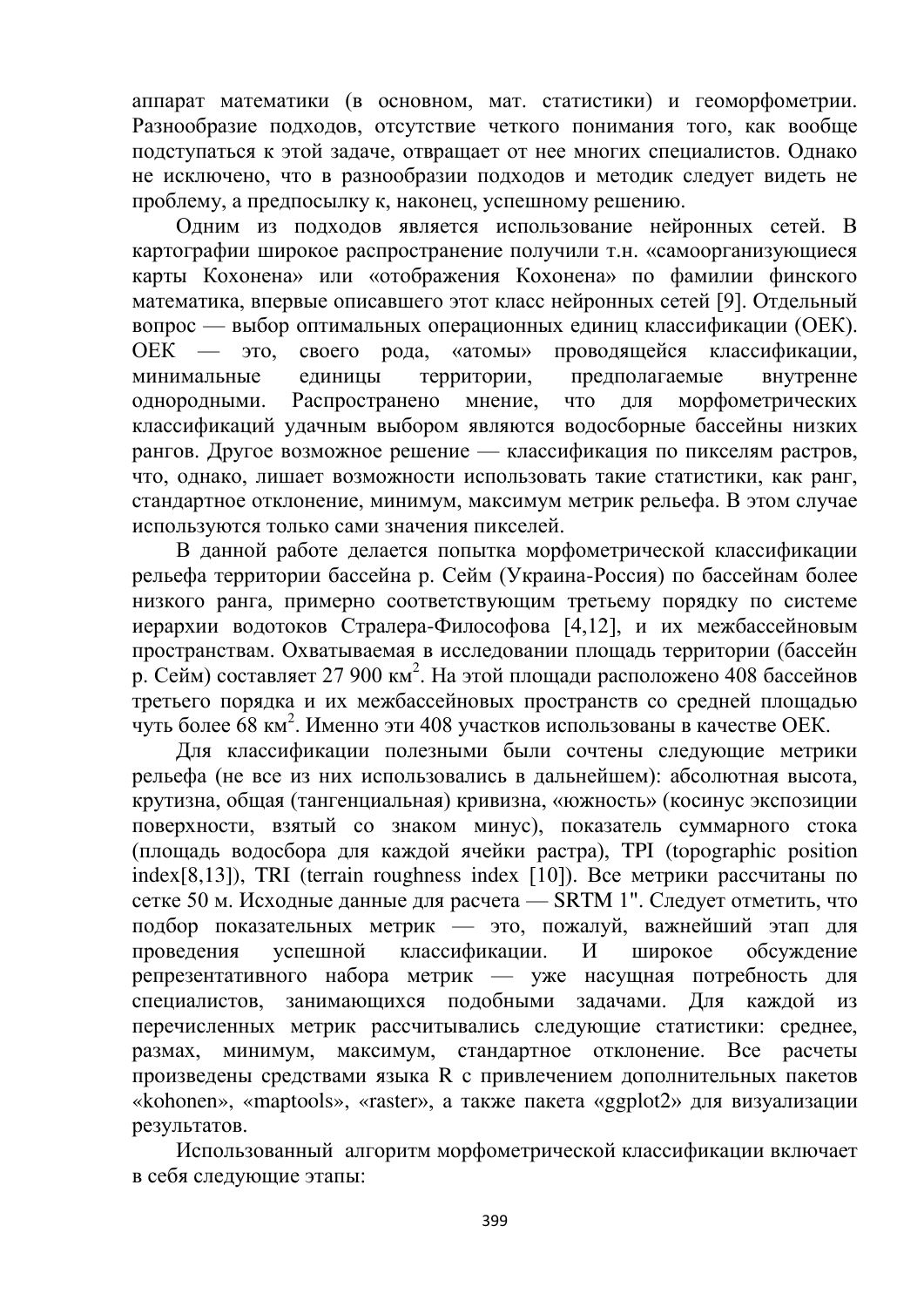аппарат математики (в основном, мат. статистики) и геоморфометрии. Разнообразие подходов, отсутствие четкого понимания того, как вообще подступаться к этой задаче, отвращает от нее многих специалистов. Однако не исключено, что в разнообразии подходов и методик следует видеть не проблему, а предпосылку к, наконец, успешному решению.

Одним из подходов является использование нейронных сетей. В картографии широкое распространение получили т.н. «самоорганизующиеся карты Кохонена» или «отображения Кохонена» по фамилии финского математика, впервые описавшего этот класс нейронных сетей [9]. Отдельный вопрос — выбор оптимальных операционных единиц классификации (ОЕК). ОЕК — это, своего рода, «атомы» проводящейся классификации, минимальные единицы территории, предполагаемые внутренне однородными. Распространено мнение, что для морфометрических классификаций удачным выбором являются водосборные бассейны низких рангов. Другое возможное решение — классификация по пикселям растров, что, однако, лишает возможности использовать такие статистики, как ранг, стандартное отклонение, минимум, максимум метрик рельефа. В этом случае используются только сами значения пикселей.

В данной работе делается попытка морфометрической классификации рельефа территории бассейна р. Сейм (Украина-Россия) по бассейнам более низкого ранга, примерно соответствующим третьему порядку по системе иерархии водотоков Стралера-Философова [4,12], и их межбассейновым пространствам. Охватываемая в исследовании площадь территории (бассейн р. Сейм) составляет 27 900 км$^2$. На этой площади расположено 408 бассейнов третьего порядка и их межбассейновых пространств со средней площадью чуть более 68 км$^2$. Именно эти 408 участков использованы в качестве ОЕК.

Для классификации полезными были сочтены следующие метрики рельефа (не все из них использовались в дальнейшем): абсолютная высота, крутизна, общая (тангенциальная) кривизна, «южность» (косинус экспозиции поверхности, взятый со знаком минус), показатель суммарного стока (площадь водосбора для каждой ячейки растра), TPI (topographic position index[8,13]), TRI (terrain roughness index [10]). Все метрики рассчитаны по сетке 50 м. Исходные данные для расчета — SRTM 1". Следует отметить, что подбор показательных метрик — это, пожалуй, важнейший этап для проведения успешной классификации. И широкое обсуждение репрезентативного набора метрик — уже насущная потребность для специалистов, занимающихся подобными задачами. Для каждой из перечисленных метрик рассчитывались следующие статистики: среднее, размах, минимум, максимум, стандартное отклонение. Все расчеты произведены средствами языка R с привлечением дополнительных пакетов «kohonen», «maptools», «raster», а также пакета «ggplot2» для визуализации результатов.

Использованный алгоритм морфометрической классификации включает в себя следующие этапы: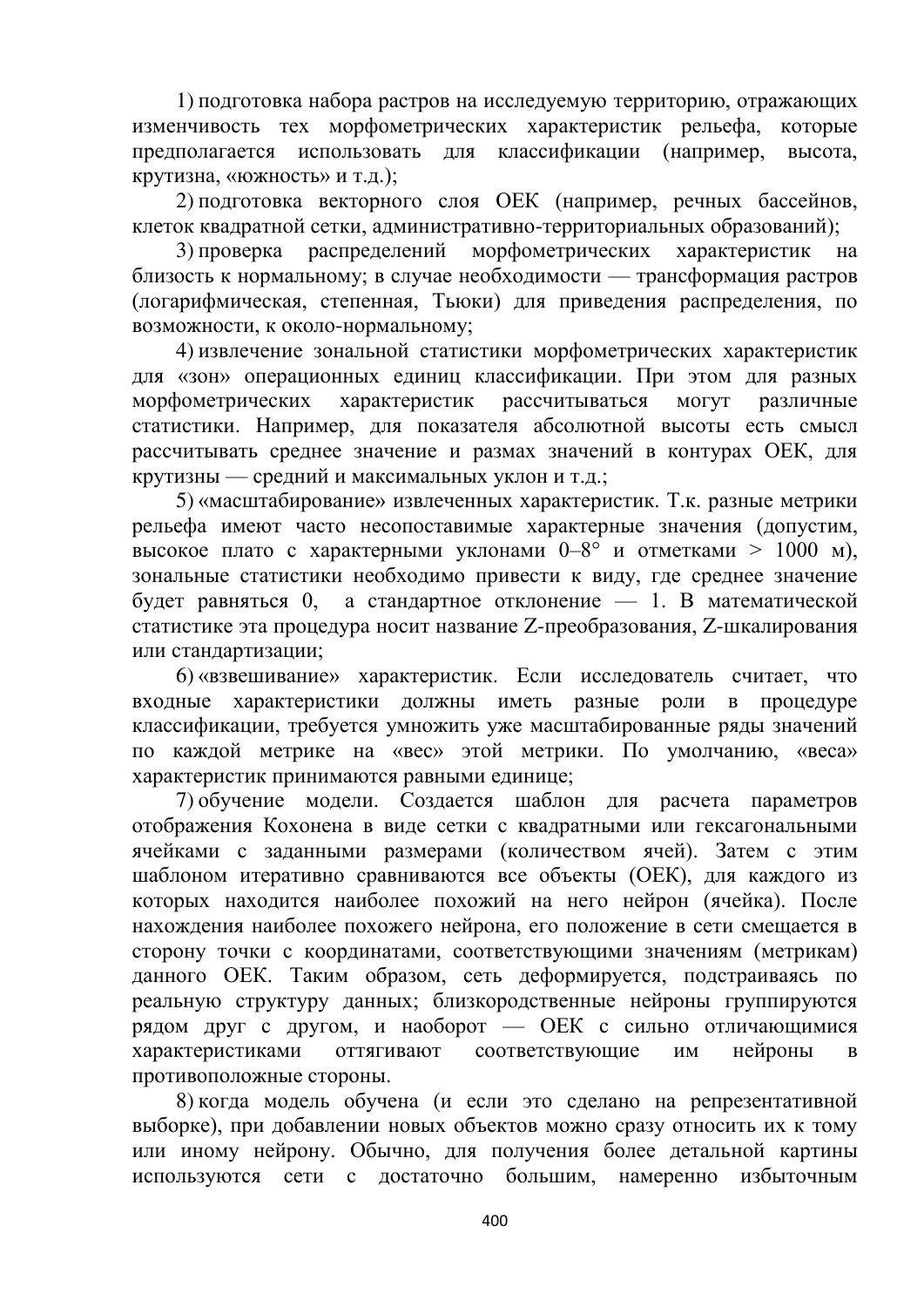1) подготовка набора растров на исследуемую территорию, отражающих изменчивость тех морфометрических характеристик рельефа, которые предполагается использовать для классификации (например, высота, крутизна, «южность» и т.д.);

2) подготовка векторного слоя ОЕК (например, речных бассейнов, клеток квадратной сетки, административно-территориальных образований);

3) проверка распределений морфометрических характеристик на близость к нормальному; в случае необходимости — трансформация растров (логарифмическая, степенная, Тьюки) для приведения распределения, по возможности, к около-нормальному;

4) извлечение зональной статистики морфометрических характеристик для «зон» операционных единиц классификации. При этом для разных морфометрических характеристик рассчитываться могут различные статистики. Например, для показателя абсолютной высоты есть смысл рассчитывать среднее значение и размах значений в контурах ОЕК, для крутизны — средний и максимальных уклон и т.д.;

5) «масштабирование» извлеченных характеристик. Т.к. разные метрики рельефа имеют часто несопоставимые характерные значения (допустим, высокое плато с характерными уклонами 0–8° и отметками > 1000 м), зональные статистики необходимо привести к виду, где среднее значение будет равняться 0, а стандартное отклонение — 1. В математической статистике эта процедура носит название Z-преобразования, Z-шкалирования или стандартизации;

6) «взвешивание» характеристик. Если исследователь считает, что входные характеристики должны иметь разные роли в процедуре классификации, требуется умножить уже масштабированные ряды значений по каждой метрике на «вес» этой метрики. По умолчанию, «веса» характеристик принимаются равными единице;

7) обучение модели. Создается шаблон для расчета параметров отображения Кохонена в виде сетки с квадратными или гексагональными ячейками с заданными размерами (количеством ячей). Затем с этим шаблоном итеративно сравниваются все объекты (ОЕК), для каждого из которых находится наиболее похожий на него нейрон (ячейка). После нахождения наиболее похожего нейрона, его положение в сети смещается в сторону точки с координатами, соответствующими значениям (метрикам) данного ОЕК. Таким образом, сеть деформируется, подстраиваясь по реальную структуру данных; близкородственные нейроны группируются рядом друг с другом, и наоборот — ОЕК с сильно отличающимися характеристиками оттягивают соответствующие им нейроны в противоположные стороны.

8) когда модель обучена (и если это сделано на репрезентативной выборке), при добавлении новых объектов можно сразу относить их к тому или иному нейрону. Обычно, для получения более детальной картины используются сети с достаточно большим, намеренно избыточным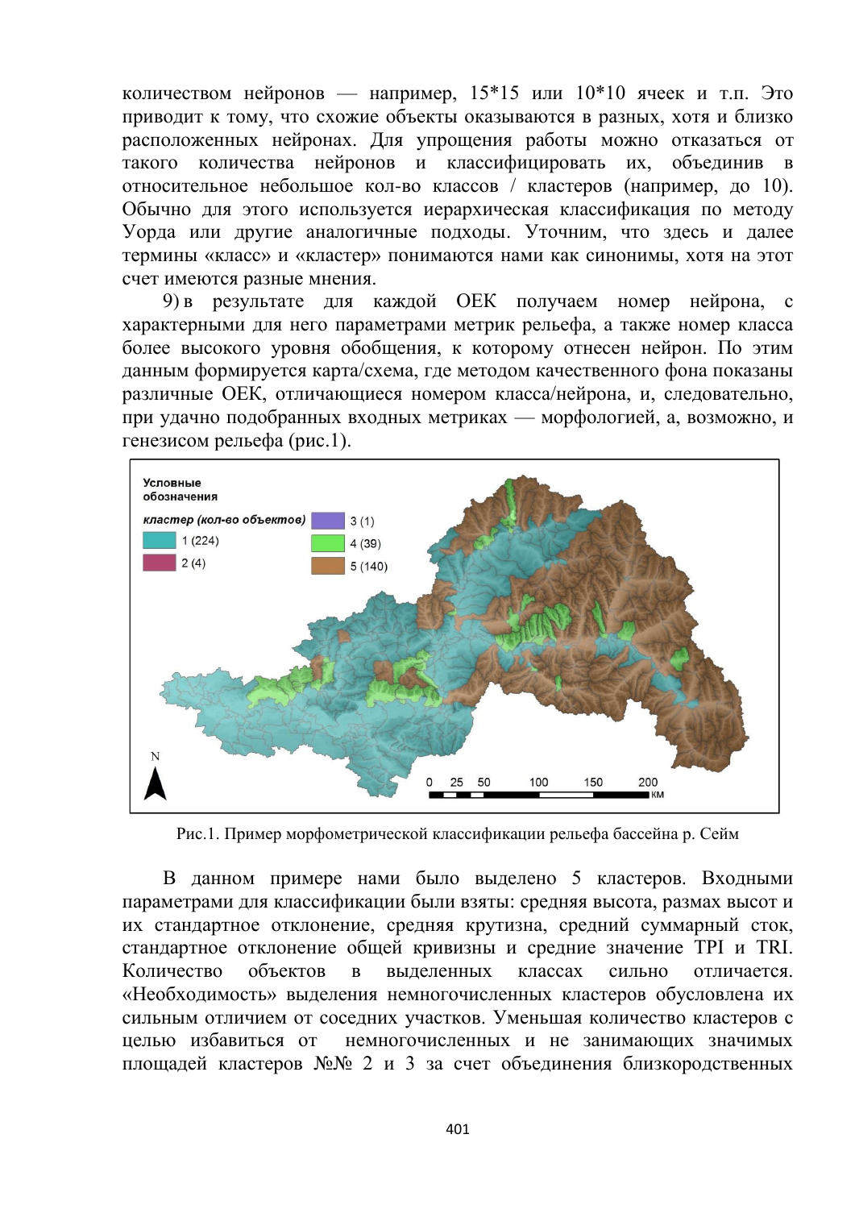количеством нейронов — например, 15*15 или 10*10 ячеек и т.п. Это приводит к тому, что схожие объекты оказываются в разных, хотя и близко расположенных нейронах. Для упрощения работы можно отказаться от такого количества нейронов и классифицировать их, объединив в относительное небольшое кол-во классов / кластеров (например, до 10). Обычно для этого используется иерархическая классификация по методу Уорда или другие аналогичные подходы. Уточним, что здесь и далее термины «класс» и «кластер» понимаются нами как синонимы, хотя на этот счет имеются разные мнения.

9) в результате для каждой ОЕК получаем номер нейрона, с характерными для него параметрами метрик рельефа, а также номер класса более высокого уровня обобщения, к которому отнесен нейрон. По этим данным формируется карта/схема, где методом качественного фона показаны различные ОЕК, отличающиеся номером класса/нейрона, и, следовательно, при удачно подобранных входных метриках — морфологией, а, возможно, и генезисом рельефа (рис.1).

Рис.1. Пример морфометрической классификации рельефа бассейна р. Сейм

В данном примере нами было выделено 5 кластеров. Входными параметрами для классификации были взяты: средняя высота, размах высот и их стандартное отклонение, средняя крутизна, средний суммарный сток, стандартное отклонение общей кривизны и средние значение TPI и TRI. Количество объектов в выделенных классах сильно отличается. «Необходимость» выделения немногочисленных кластеров обусловлена их сильным отличием от соседних участков. Уменьшая количество кластеров с целью избавиться от немногочисленных и не занимающих значимых площадей кластеров №№ 2 и 3 за счет объединения близкородственных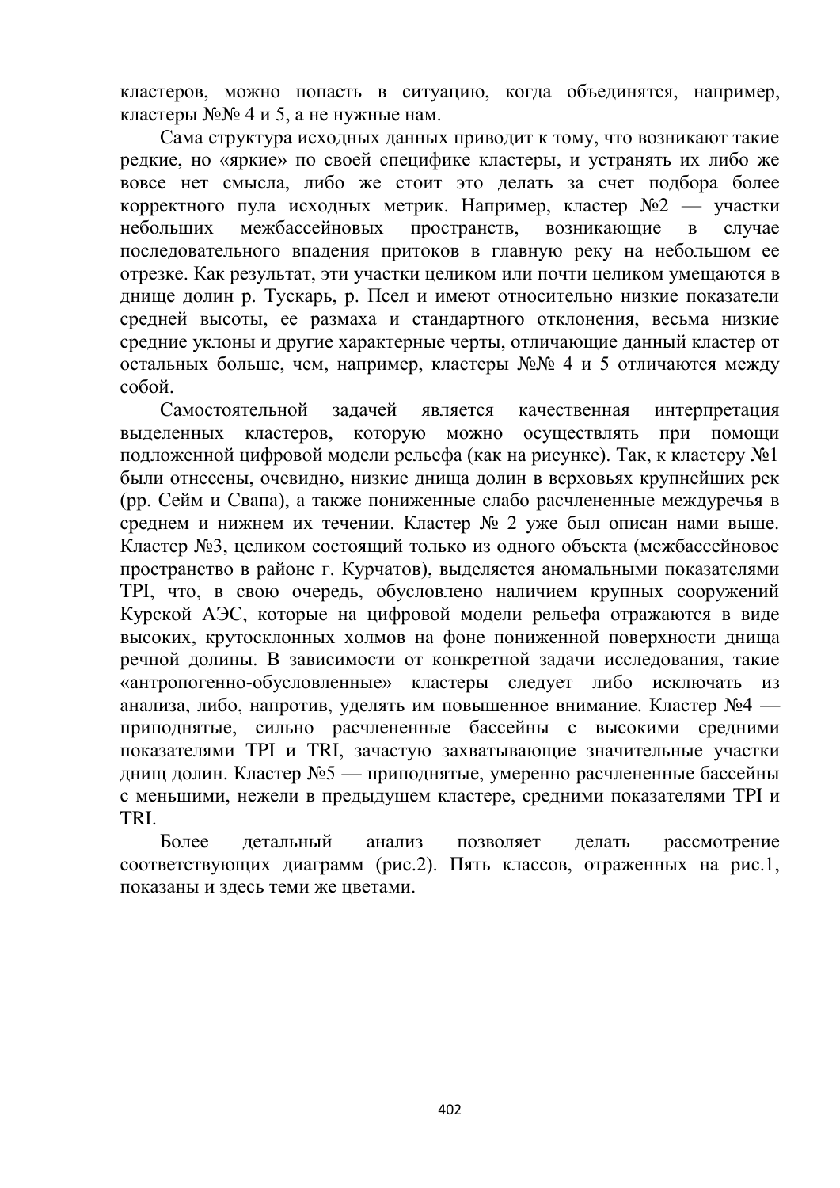кластеров, можно попасть в ситуацию, когда объединятся, например, кластеры №№ 4 и 5, а не нужные нам.

Сама структура исходных данных приводит к тому, что возникают такие редкие, но «яркие» по своей специфике кластеры, и устранять их либо же вовсе нет смысла, либо же стоит это делать за счет подбора более корректного пула исходных метрик. Например, кластер №2 — участки небольших межбассейновых пространств, возникающие в случае последовательного впадения притоков в главную реку на небольшом ее отрезке. Как результат, эти участки целиком или почти целиком умещаются в днище долин р. Тускарь, р. Псел и имеют относительно низкие показатели средней высоты, ее размаха и стандартного отклонения, весьма низкие средние уклоны и другие характерные черты, отличающие данный кластер от остальных больше, чем, например, кластеры №№ 4 и 5 отличаются между собой.

Самостоятельной задачей является качественная интерпретация выделенных кластеров, которую можно осуществлять при помощи подложенной цифровой модели рельефа (как на рисунке). Так, к кластеру №1 были отнесены, очевидно, низкие днища долин в верховьях крупнейших рек (рр. Сейм и Свапа), а также пониженные слабо расчлененные междуречья в среднем и нижнем их течении. Кластер № 2 уже был описан нами выше. Кластер №3, целиком состоящий только из одного объекта (межбассейновое пространство в районе г. Курчатов), выделяется аномальными показателями TPI, что, в свою очередь, обусловлено наличием крупных сооружений Курской АЭС, которые на цифровой модели рельефа отражаются в виде высоких, крутосклонных холмов на фоне пониженной поверхности днища речной долины. В зависимости от конкретной задачи исследования, такие «антропогенно-обусловленные» кластеры следует либо исключать из анализа, либо, напротив, уделять им повышенное внимание. Кластер №4 — приподнятые, сильно расчлененные бассейны с высокими средними показателями TPI и TRI, зачастую захватывающие значительные участки днищ долин. Кластер №5 — приподнятые, умеренно расчлененные бассейны с меньшими, нежели в предыдущем кластере, средними показателями TPI и TRI.

Более детальный анализ позволяет делать рассмотрение соответствующих диаграмм (рис.2). Пять классов, отраженных на рис.1, показаны и здесь теми же цветами.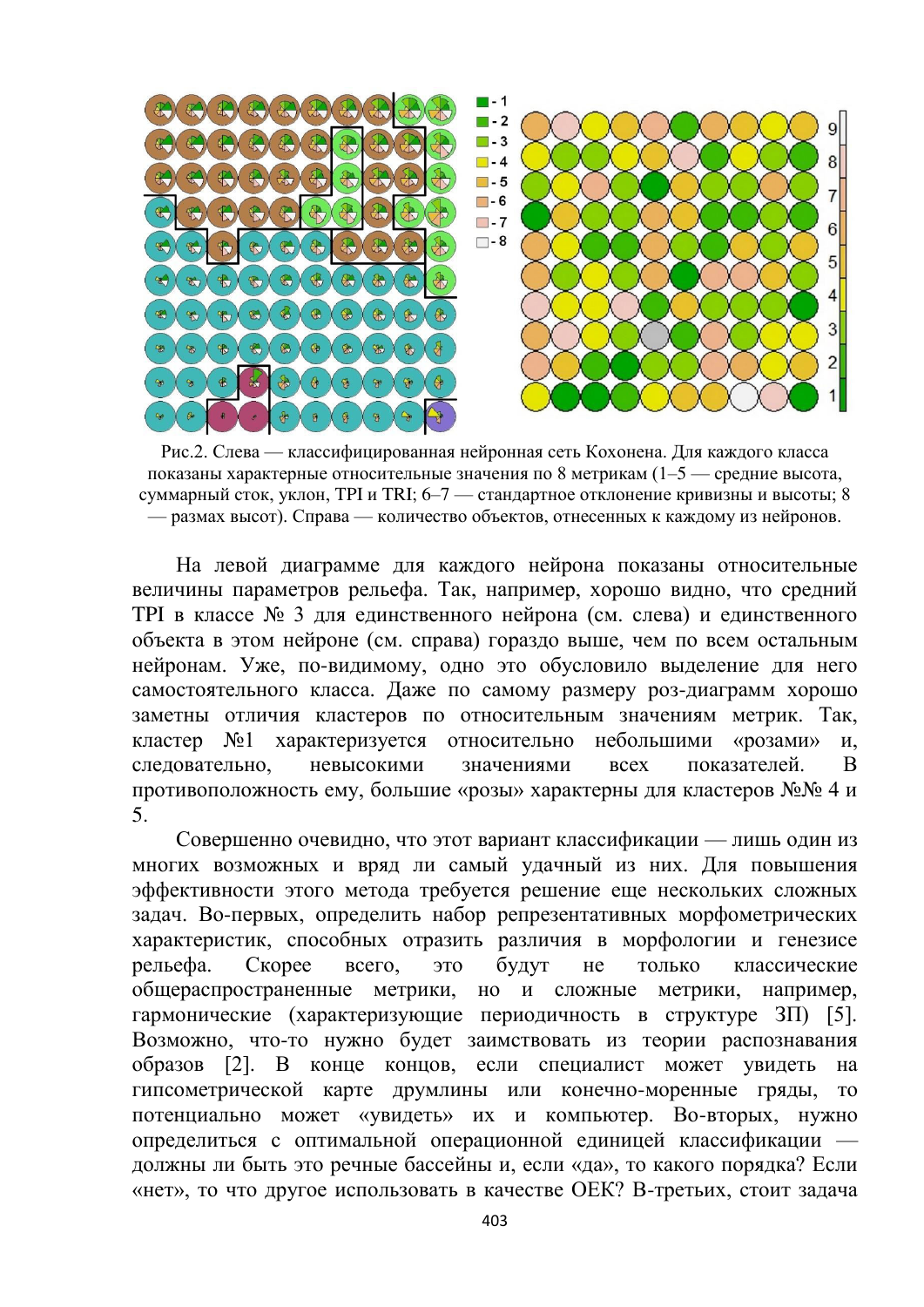Рис.2. Слева — классифицированная нейронная сеть Кохонена. Для каждого класса показаны характерные относительные значения по 8 метрикам (1–5 — средние высота, суммарный сток, уклон, TPI и TRI; 6–7 — стандартное отклонение кривизны и высоты; 8 — размах высот). Справа — количество объектов, отнесенных к каждому из нейронов.

На левой диаграмме для каждого нейрона показаны относительные величины параметров рельефа. Так, например, хорошо видно, что средний TPI в классе № 3 для единственного нейрона (см. слева) и единственного объекта в этом нейроне (см. справа) гораздо выше, чем по всем остальным нейронам. Уже, по-видимому, одно это обусловило выделение для него самостоятельного класса. Даже по самому размеру роз-диаграмм хорошо заметны отличия кластеров по относительным значениям метрик. Так, кластер №1 характеризуется относительно небольшими «розами» и, следовательно, невысокими значениями всех показателей. В противоположность ему, большие «розы» характерны для кластеров №№ 4 и 5.

Совершенно очевидно, что этот вариант классификации — лишь один из многих возможных и вряд ли самый удачный из них. Для повышения эффективности этого метода требуется решение еще нескольких сложных задач. Во-первых, определить набор репрезентативных морфометрических характеристик, способных отразить различия в морфологии и генезисе рельефа. Скорее всего, это будут не только классические общераспространенные метрики, но и сложные метрики, например, гармонические (характеризующие периодичность в структуре ЗП) [5]. Возможно, что-то нужно будет заимствовать из теории распознавания образов [2]. В конце концов, если специалист может увидеть на гипсометрической карте друмлины или конечно-моренные гряды, то потенциально может «увидеть» их и компьютер. Во-вторых, нужно определиться с оптимальной операционной единицей классификации — должны ли быть это речные бассейны и, если «да», то какого порядка? Если «нет», то что другое использовать в качестве ОЕК? В-третьих, стоит задача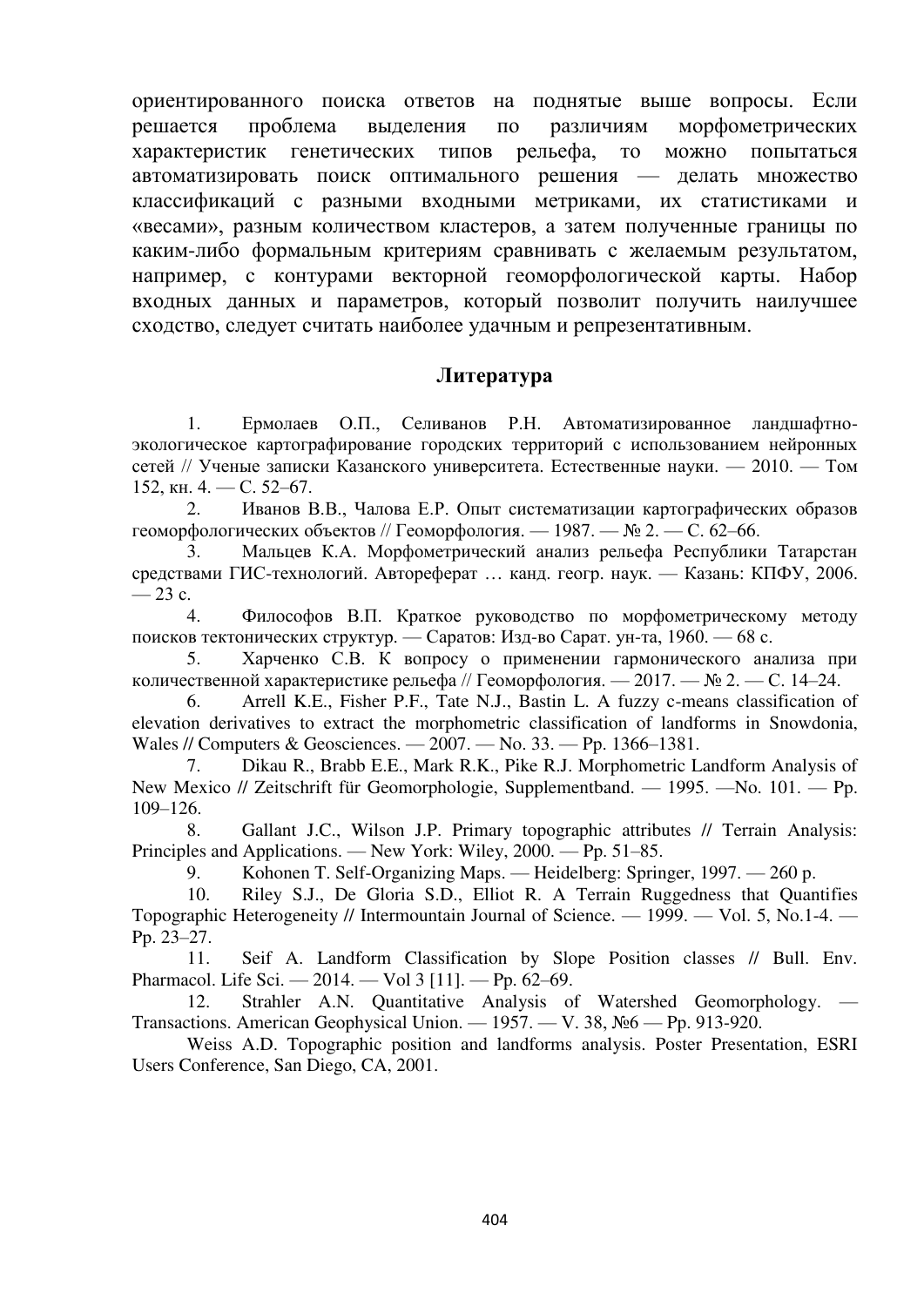ориентированного поиска ответов на поднятые выше вопросы. Если решается проблема выделения по различиям морфометрических характеристик генетических типов рельефа, то можно попытаться автоматизировать поиск оптимального решения — делать множество классификаций с разными входными метриками, их статистиками и «весами», разным количеством кластеров, а затем полученные границы по каким-либо формальным критериям сравнивать с желаемым результатом, например, с контурами векторной геоморфологической карты. Набор входных данных и параметров, который позволит получить наилучшее сходство, следует считать наиболее удачным и репрезентативным.

## Литература

1. Ермолаев О.П., Селиванов Р.Н. Автоматизированное ландшафтно-экологическое картографирование городских территорий с использованием нейронных сетей // Ученые записки Казанского университета. Естественные науки. — 2010. — Том 152, кн. 4. — С. 52–67.
2. Иванов В.В., Чалова Е.Р. Опыт систематизации картографических образов геоморфологических объектов // Геоморфология. — 1987. — № 2. — С. 62–66.
3. Мальцев К.А. Морфометрический анализ рельефа Республики Татарстан средствами ГИС-технологий. Автореферат … канд. геогр. наук. — Казань: КПФУ, 2006. — 23 с.
4. Философов В.П. Краткое руководство по морфометрическому методу поисков тектонических структур. — Саратов: Изд-во Сарат. ун-та, 1960. — 68 с.
5. Харченко С.В. К вопросу о применении гармонического анализа при количественной характеристике рельефа // Геоморфология. — 2017. — № 2. — С. 14–24.
6. Arrell K.E., Fisher P.F., Tate N.J., Bastin L. A fuzzy c-means classification of elevation derivatives to extract the morphometric classification of landforms in Snowdonia, Wales // Computers & Geosciences. — 2007. — No. 33. — Pp. 1366–1381.
7. Dikau R., Brabb E.E., Mark R.K., Pike R.J. Morphometric Landform Analysis of New Mexico // Zeitschrift für Geomorphologie, Supplementband. — 1995. —No. 101. — Pp. 109–126.
8. Gallant J.C., Wilson J.P. Primary topographic attributes // Terrain Analysis: Principles and Applications. — New York: Wiley, 2000. — Pp. 51–85.
9. Kohonen T. Self-Organizing Maps. — Heidelberg: Springer, 1997. — 260 p.
10. Riley S.J., De Gloria S.D., Elliot R. A Terrain Ruggedness that Quantifies Topographic Heterogeneity // Intermountain Journal of Science. — 1999. — Vol. 5, No.1-4. — Pp. 23–27.
11. Seif A. Landform Classification by Slope Position classes // Bull. Env. Pharmacol. Life Sci. — 2014. — Vol 3 [11]. — Pp. 62–69.
12. Strahler A.N. Quantitative Analysis of Watershed Geomorphology. — Transactions. American Geophysical Union. — 1957. — V. 38, №6 — Pp. 913-920.

Weiss A.D. Topographic position and landforms analysis. Poster Presentation, ESRI Users Conference, San Diego, CA, 2001.